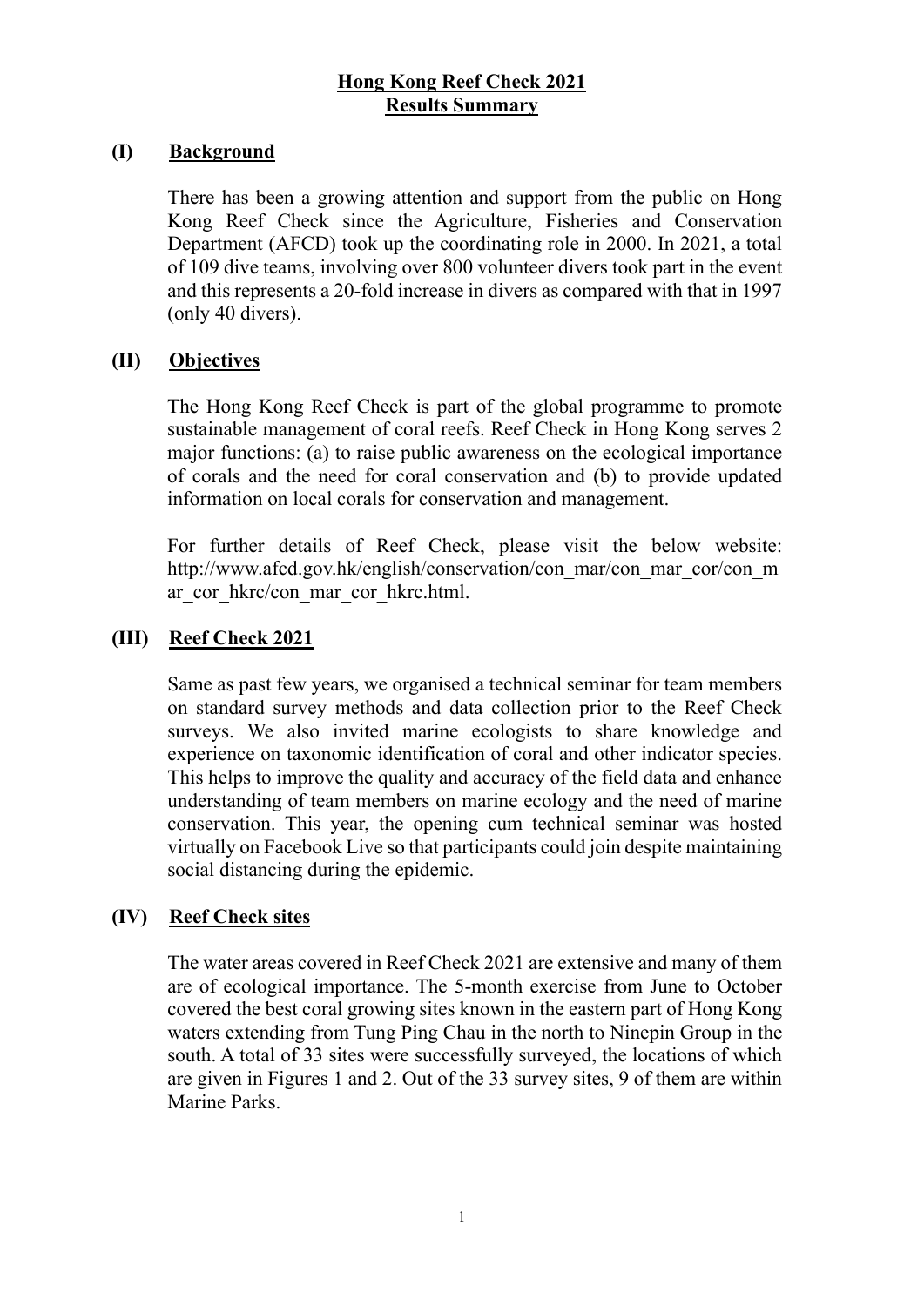# Hong Kong Reef Check 2021
# Results Summary

## (I) Background

There has been a growing attention and support from the public on Hong Kong Reef Check since the Agriculture, Fisheries and Conservation Department (AFCD) took up the coordinating role in 2000. In 2021, a total of 109 dive teams, involving over 800 volunteer divers took part in the event and this represents a 20-fold increase in divers as compared with that in 1997 (only 40 divers).

## (II) Objectives

The Hong Kong Reef Check is part of the global programme to promote sustainable management of coral reefs. Reef Check in Hong Kong serves 2 major functions: (a) to raise public awareness on the ecological importance of corals and the need for coral conservation and (b) to provide updated information on local corals for conservation and management.

For further details of Reef Check, please visit the below website: http://www.afcd.gov.hk/english/conservation/con_mar/con_mar_cor/con_mar_cor_hkrc/con_mar_cor_hkrc.html.

## (III) Reef Check 2021

Same as past few years, we organised a technical seminar for team members on standard survey methods and data collection prior to the Reef Check surveys. We also invited marine ecologists to share knowledge and experience on taxonomic identification of coral and other indicator species. This helps to improve the quality and accuracy of the field data and enhance understanding of team members on marine ecology and the need of marine conservation. This year, the opening cum technical seminar was hosted virtually on Facebook Live so that participants could join despite maintaining social distancing during the epidemic.

## (IV) Reef Check sites

The water areas covered in Reef Check 2021 are extensive and many of them are of ecological importance. The 5-month exercise from June to October covered the best coral growing sites known in the eastern part of Hong Kong waters extending from Tung Ping Chau in the north to Ninepin Group in the south. A total of 33 sites were successfully surveyed, the locations of which are given in Figures 1 and 2. Out of the 33 survey sites, 9 of them are within Marine Parks.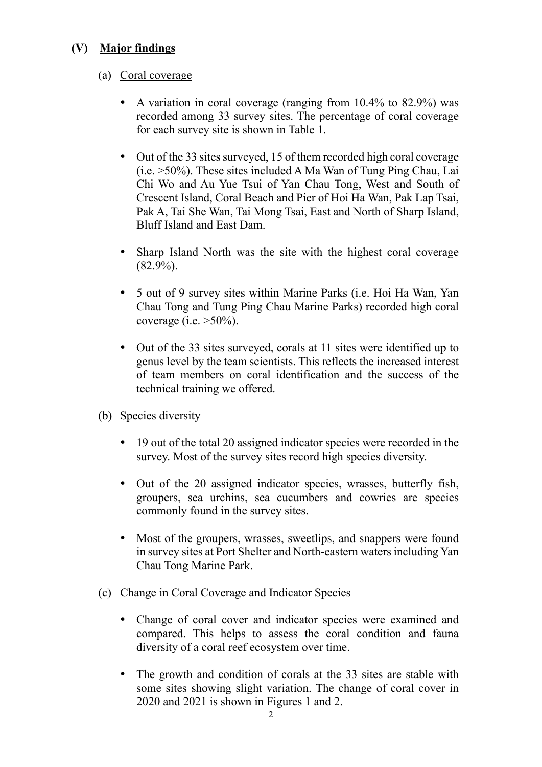## (V) Major findings

### (a) Coral coverage

- A variation in coral coverage (ranging from 10.4% to 82.9%) was recorded among 33 survey sites. The percentage of coral coverage for each survey site is shown in Table 1.
- Out of the 33 sites surveyed, 15 of them recorded high coral coverage (i.e. >50%). These sites included A Ma Wan of Tung Ping Chau, Lai Chi Wo and Au Yue Tsui of Yan Chau Tong, West and South of Crescent Island, Coral Beach and Pier of Hoi Ha Wan, Pak Lap Tsai, Pak A, Tai She Wan, Tai Mong Tsai, East and North of Sharp Island, Bluff Island and East Dam.
- Sharp Island North was the site with the highest coral coverage (82.9%).
- 5 out of 9 survey sites within Marine Parks (i.e. Hoi Ha Wan, Yan Chau Tong and Tung Ping Chau Marine Parks) recorded high coral coverage (i.e. >50%).
- Out of the 33 sites surveyed, corals at 11 sites were identified up to genus level by the team scientists. This reflects the increased interest of team members on coral identification and the success of the technical training we offered.

### (b) Species diversity

- 19 out of the total 20 assigned indicator species were recorded in the survey. Most of the survey sites record high species diversity.
- Out of the 20 assigned indicator species, wrasses, butterfly fish, groupers, sea urchins, sea cucumbers and cowries are species commonly found in the survey sites.
- Most of the groupers, wrasses, sweetlips, and snappers were found in survey sites at Port Shelter and North-eastern waters including Yan Chau Tong Marine Park.

### (c) Change in Coral Coverage and Indicator Species

- Change of coral cover and indicator species were examined and compared. This helps to assess the coral condition and fauna diversity of a coral reef ecosystem over time.
- The growth and condition of corals at the 33 sites are stable with some sites showing slight variation. The change of coral cover in 2020 and 2021 is shown in Figures 1 and 2.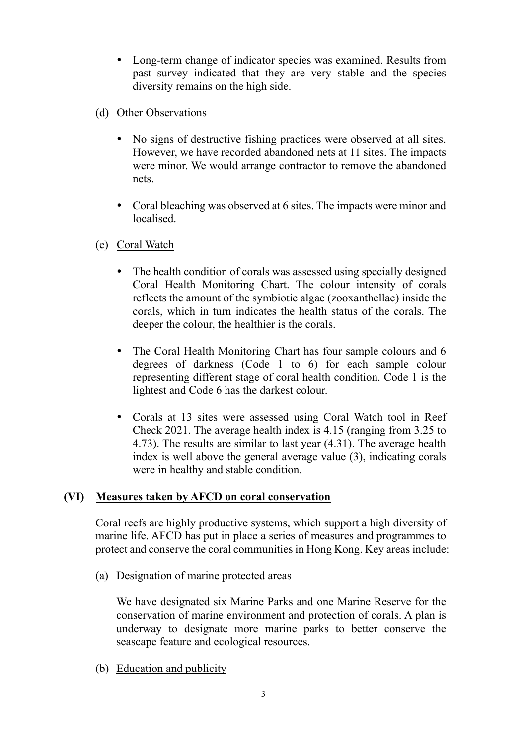- Long-term change of indicator species was examined. Results from past survey indicated that they are very stable and the species diversity remains on the high side.

(d) Other Observations

- No signs of destructive fishing practices were observed at all sites. However, we have recorded abandoned nets at 11 sites. The impacts were minor. We would arrange contractor to remove the abandoned nets.

- Coral bleaching was observed at 6 sites. The impacts were minor and localised.

(e) Coral Watch

- The health condition of corals was assessed using specially designed Coral Health Monitoring Chart. The colour intensity of corals reflects the amount of the symbiotic algae (zooxanthellae) inside the corals, which in turn indicates the health status of the corals. The deeper the colour, the healthier is the corals.

- The Coral Health Monitoring Chart has four sample colours and 6 degrees of darkness (Code 1 to 6) for each sample colour representing different stage of coral health condition. Code 1 is the lightest and Code 6 has the darkest colour.

- Corals at 13 sites were assessed using Coral Watch tool in Reef Check 2021. The average health index is 4.15 (ranging from 3.25 to 4.73). The results are similar to last year (4.31). The average health index is well above the general average value (3), indicating corals were in healthy and stable condition.

## (VI) Measures taken by AFCD on coral conservation

Coral reefs are highly productive systems, which support a high diversity of marine life. AFCD has put in place a series of measures and programmes to protect and conserve the coral communities in Hong Kong. Key areas include:

(a) Designation of marine protected areas

We have designated six Marine Parks and one Marine Reserve for the conservation of marine environment and protection of corals. A plan is underway to designate more marine parks to better conserve the seascape feature and ecological resources.

(b) Education and publicity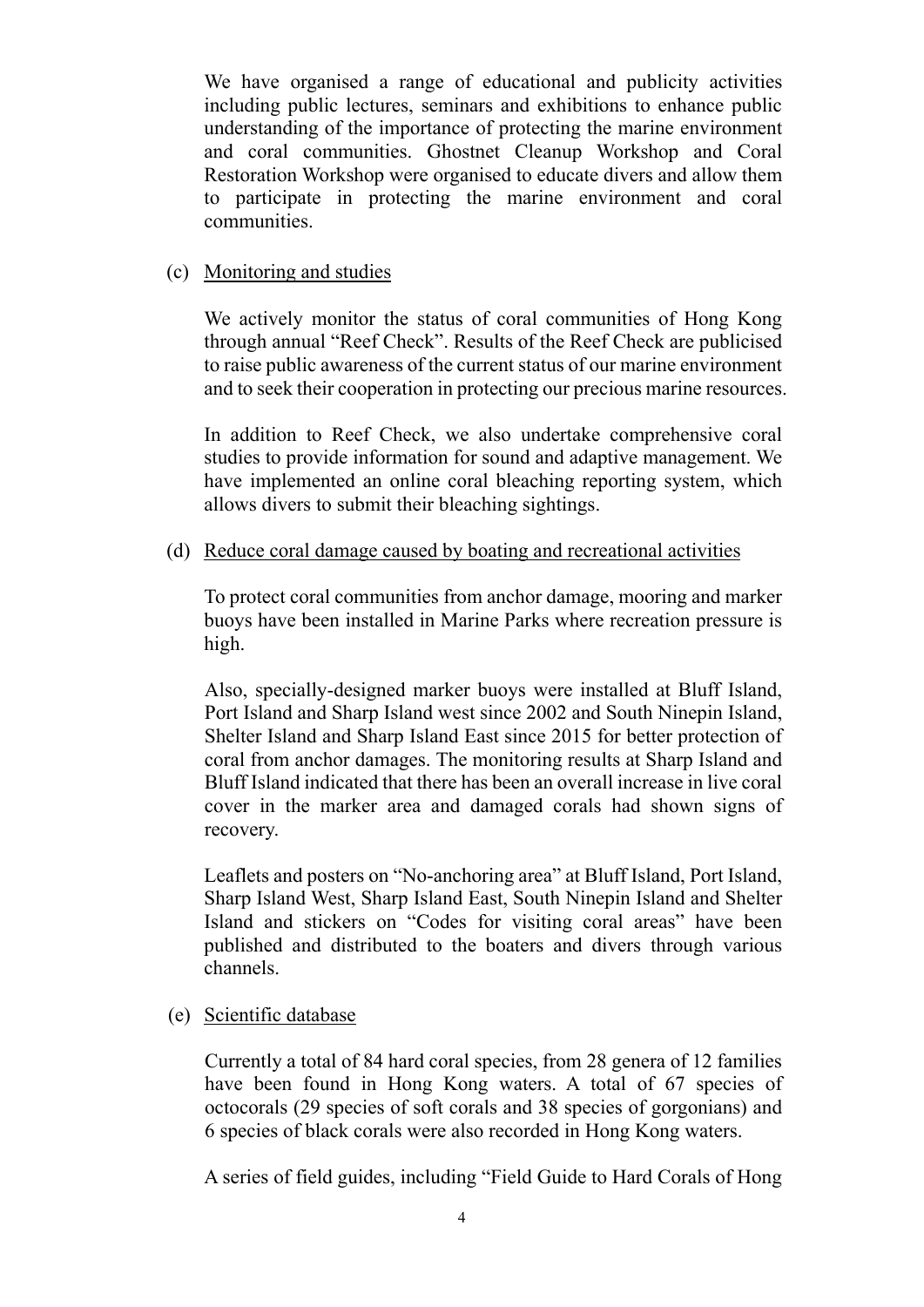We have organised a range of educational and publicity activities including public lectures, seminars and exhibitions to enhance public understanding of the importance of protecting the marine environment and coral communities. Ghostnet Cleanup Workshop and Coral Restoration Workshop were organised to educate divers and allow them to participate in protecting the marine environment and coral communities.

(c) Monitoring and studies

We actively monitor the status of coral communities of Hong Kong through annual "Reef Check". Results of the Reef Check are publicised to raise public awareness of the current status of our marine environment and to seek their cooperation in protecting our precious marine resources.

In addition to Reef Check, we also undertake comprehensive coral studies to provide information for sound and adaptive management. We have implemented an online coral bleaching reporting system, which allows divers to submit their bleaching sightings.

(d) Reduce coral damage caused by boating and recreational activities

To protect coral communities from anchor damage, mooring and marker buoys have been installed in Marine Parks where recreation pressure is high.

Also, specially-designed marker buoys were installed at Bluff Island, Port Island and Sharp Island west since 2002 and South Ninepin Island, Shelter Island and Sharp Island East since 2015 for better protection of coral from anchor damages. The monitoring results at Sharp Island and Bluff Island indicated that there has been an overall increase in live coral cover in the marker area and damaged corals had shown signs of recovery.

Leaflets and posters on "No-anchoring area" at Bluff Island, Port Island, Sharp Island West, Sharp Island East, South Ninepin Island and Shelter Island and stickers on "Codes for visiting coral areas" have been published and distributed to the boaters and divers through various channels.

(e) Scientific database

Currently a total of 84 hard coral species, from 28 genera of 12 families have been found in Hong Kong waters. A total of 67 species of octocorals (29 species of soft corals and 38 species of gorgonians) and 6 species of black corals were also recorded in Hong Kong waters.

A series of field guides, including "Field Guide to Hard Corals of Hong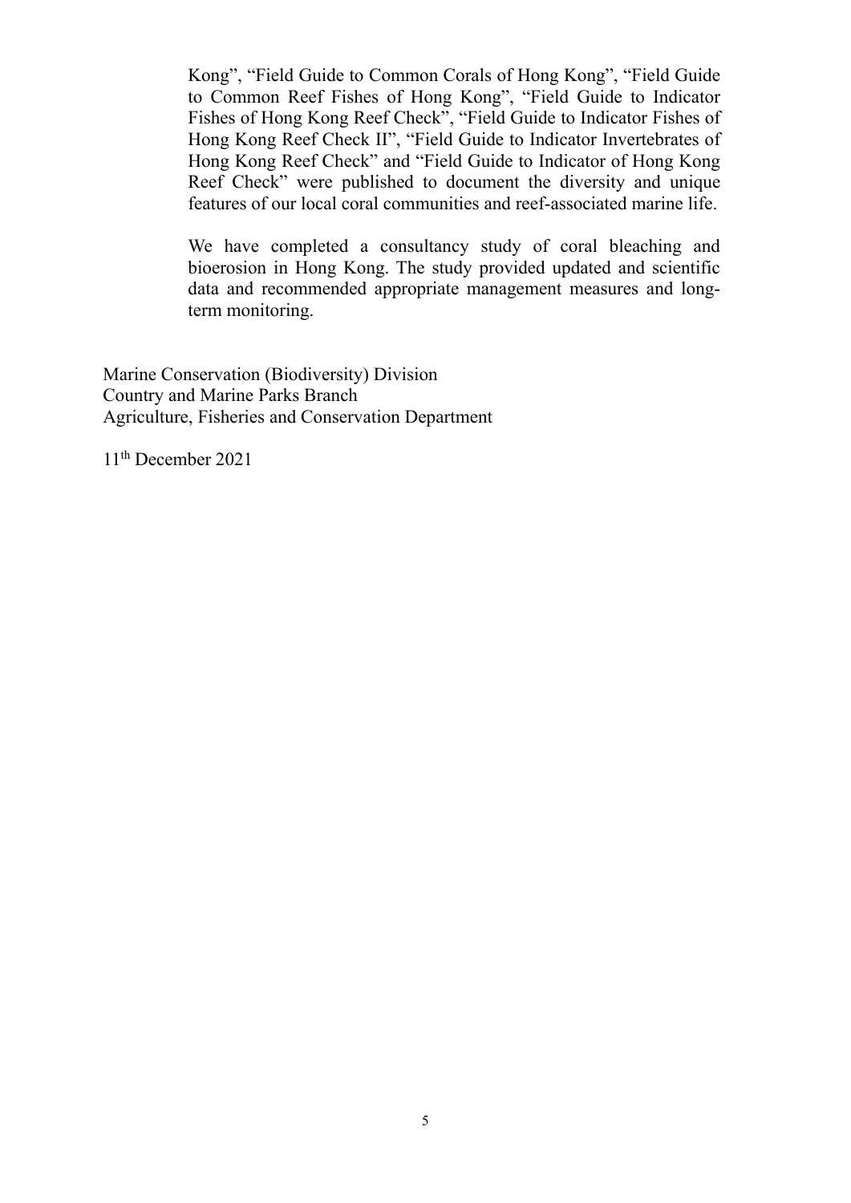Kong", "Field Guide to Common Corals of Hong Kong", "Field Guide to Common Reef Fishes of Hong Kong", "Field Guide to Indicator Fishes of Hong Kong Reef Check", "Field Guide to Indicator Fishes of Hong Kong Reef Check II", "Field Guide to Indicator Invertebrates of Hong Kong Reef Check" and "Field Guide to Indicator of Hong Kong Reef Check" were published to document the diversity and unique features of our local coral communities and reef-associated marine life.

We have completed a consultancy study of coral bleaching and bioerosion in Hong Kong. The study provided updated and scientific data and recommended appropriate management measures and long-term monitoring.

Marine Conservation (Biodiversity) Division
Country and Marine Parks Branch
Agriculture, Fisheries and Conservation Department

11th December 2021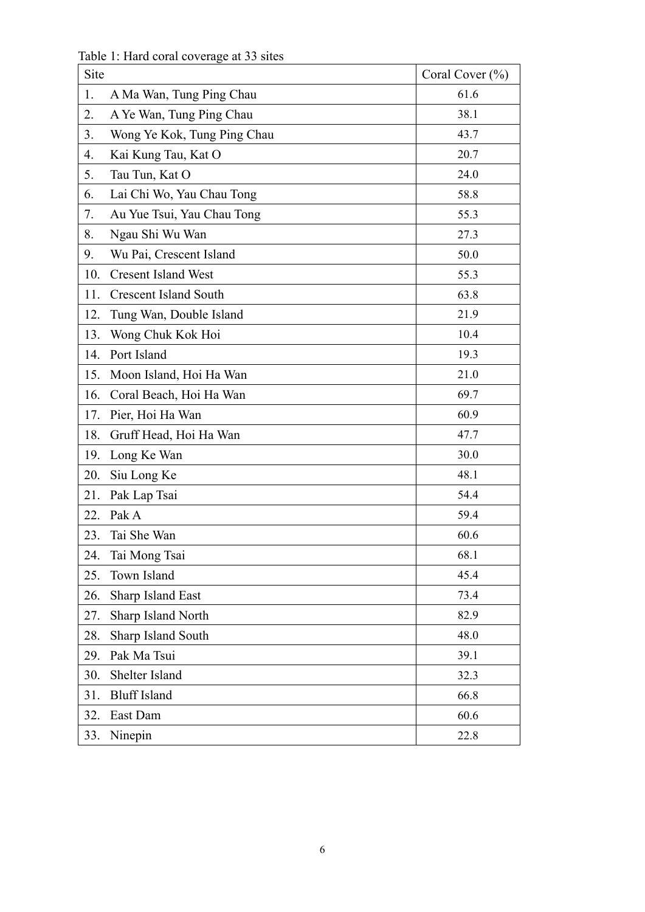Table 1: Hard coral coverage at 33 sites

| Site | Coral Cover (%) |
|---|---|
| 1. A Ma Wan, Tung Ping Chau | 61.6 |
| 2. A Ye Wan, Tung Ping Chau | 38.1 |
| 3. Wong Ye Kok, Tung Ping Chau | 43.7 |
| 4. Kai Kung Tau, Kat O | 20.7 |
| 5. Tau Tun, Kat O | 24.0 |
| 6. Lai Chi Wo, Yau Chau Tong | 58.8 |
| 7. Au Yue Tsui, Yau Chau Tong | 55.3 |
| 8. Ngau Shi Wu Wan | 27.3 |
| 9. Wu Pai, Crescent Island | 50.0 |
| 10. Cresent Island West | 55.3 |
| 11. Crescent Island South | 63.8 |
| 12. Tung Wan, Double Island | 21.9 |
| 13. Wong Chuk Kok Hoi | 10.4 |
| 14. Port Island | 19.3 |
| 15. Moon Island, Hoi Ha Wan | 21.0 |
| 16. Coral Beach, Hoi Ha Wan | 69.7 |
| 17. Pier, Hoi Ha Wan | 60.9 |
| 18. Gruff Head, Hoi Ha Wan | 47.7 |
| 19. Long Ke Wan | 30.0 |
| 20. Siu Long Ke | 48.1 |
| 21. Pak Lap Tsai | 54.4 |
| 22. Pak A | 59.4 |
| 23. Tai She Wan | 60.6 |
| 24. Tai Mong Tsai | 68.1 |
| 25. Town Island | 45.4 |
| 26. Sharp Island East | 73.4 |
| 27. Sharp Island North | 82.9 |
| 28. Sharp Island South | 48.0 |
| 29. Pak Ma Tsui | 39.1 |
| 30. Shelter Island | 32.3 |
| 31. Bluff Island | 66.8 |
| 32. East Dam | 60.6 |
| 33. Ninepin | 22.8 |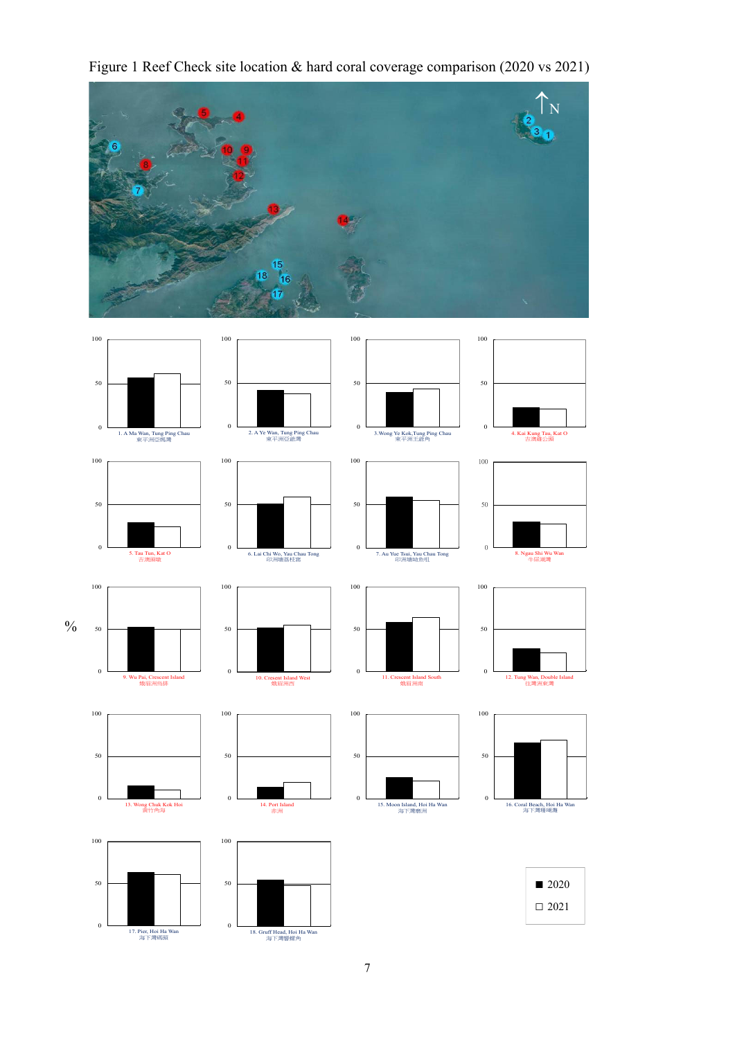Figure 1 Reef Check site location & hard coral coverage comparison (2020 vs 2021)

N

%

1. A Ma Wan, Tung Ping Chau
東平洲亞媽灣

2. A Ye Wan, Tung Ping Chau
東平洲亞爺灣

3. Wong Ye Kok, Tung Ping Chau
東平洲王爺角

4. Kai Kung Tau, Kat O
吉澳雞公頭

5. Tau Tun, Kat O
吉澳頭墩

6. Lai Chi Wo, Yau Chau Tong
印洲塘荔枝窩

7. Au Yue Tsui, Yau Chau Tong
印洲塘咀魚咀

8. Ngau Shi Wu Wan
牛屎湖灣

9. Wu Pai, Crescent Island
娥眉洲烏排

10. Crescent Island West
娥眉洲西

11. Crescent Island South
娥眉洲南

12. Tung Wan, Double Island
往灣洲東灣

13. Wong Chuk Kok Hoi
黃竹角海

14. Port Island
赤洲

15. Moon Island, Hoi Ha Wan
海下灣燈洲

16. Coral Beach, Hoi Ha Wan
海下灣珊瑚灘

17. Pier, Hoi Ha Wan
海下灣碼頭

18. Gruff Head, Hoi Ha Wan
海下灣響螺角

■ 2020
□ 2021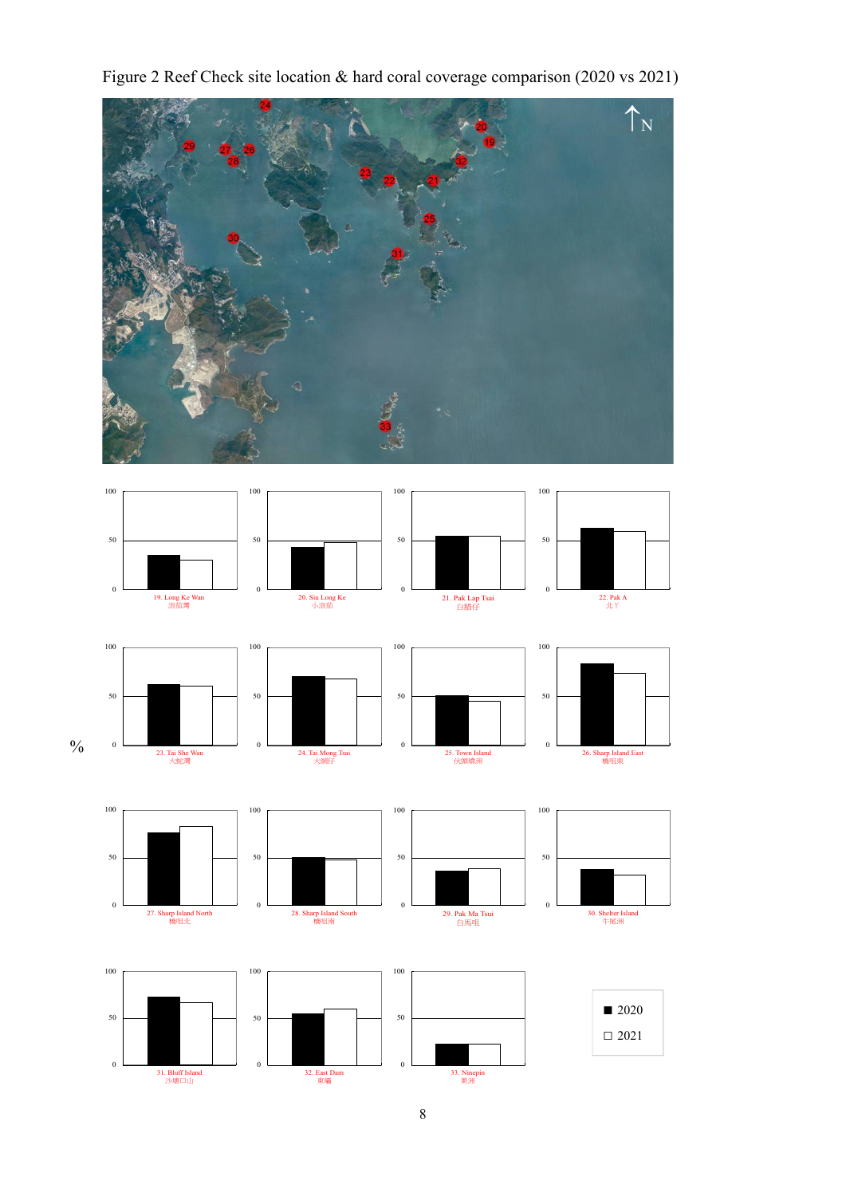Figure 2 Reef Check site location & hard coral coverage comparison (2020 vs 2021)

↑N

24
29
27
26
28
20
19
32
23
22
21
25
30
31
33

%

100
50
0
19. Long Ke Wan
浪茄灣

100
50
0
20. Siu Long Ke
小浪茄

100
50
0
21. Pak Lap Tsai
白腊仔

100
50
0
22. Pak A
北丫

100
50
0
23. Tai She Wan
大蛇灣

100
50
0
24. Tai Mong Tsai
大網仔

100
50
0
25. Town Island
佛頭洲

100
50
0
26. Sharp Island East
橋咀東

100
50
0
27. Sharp Island North
橋咀北

100
50
0
28. Sharp Island South
橋咀南

100
50
0
29. Pak Ma Tsui
白馬咀

100
50
0
30. Shelter Island
牛尾洲

100
50
0
31. Bluff Island
沙塘口山

100
50
0
32. East Dam
東壩

100
50
0
33. Ninepin
果洲

■ 2020
□ 2021